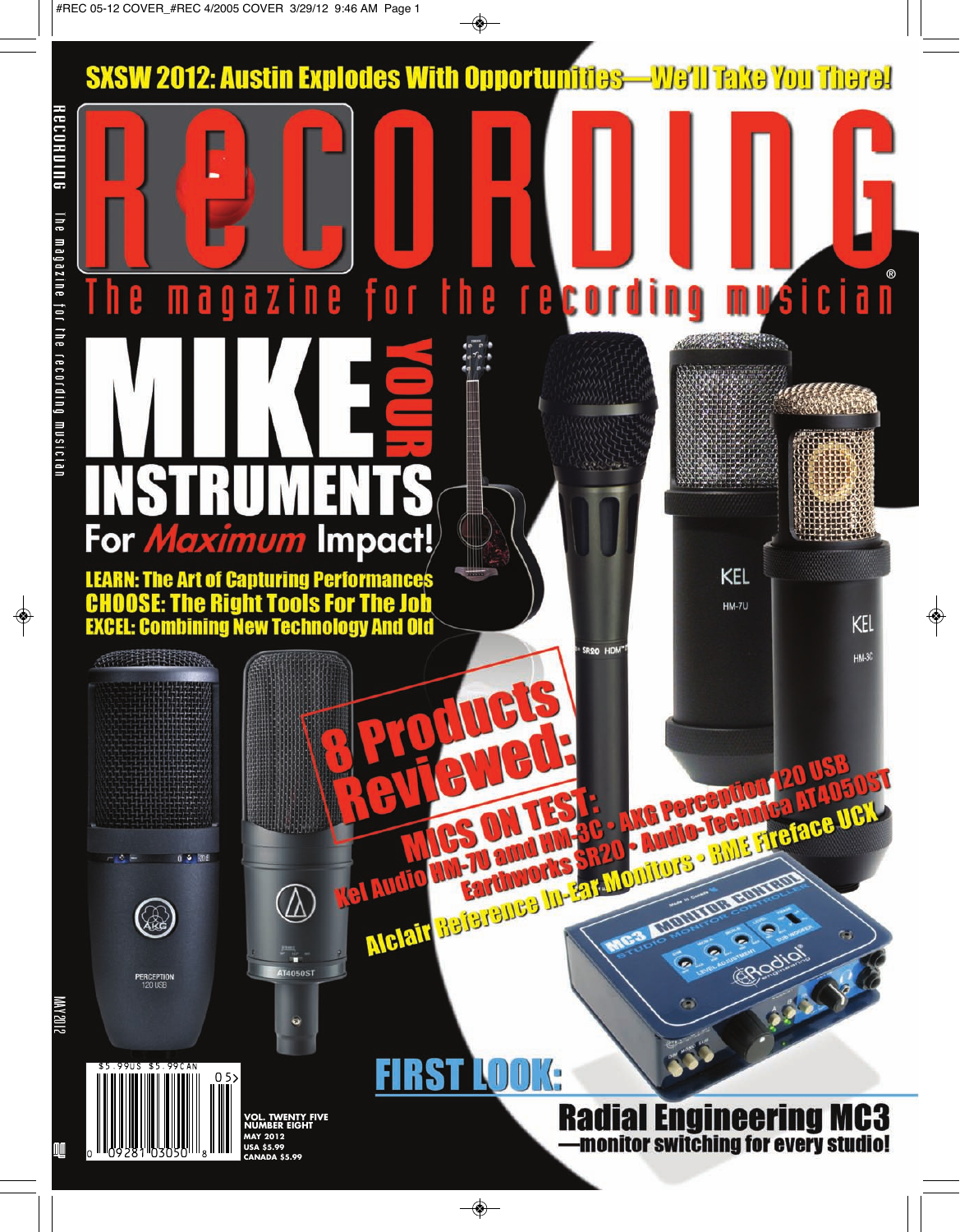# SXSW 2012: Austin Explodes With Opportunities—We'll Take You There!

# RECORDING®

## The magazine for the recording musician

# MIKE YOUR INSTRUMENTS For *Maximum* Impact!

**LEARN: The Art of Capturing Performances**
**CHOOSE: The Right Tools For The Job**
**EXCEL: Combining New Technology And Old**

## 8 Products Reviewed:

**MICS ON TEST:** Kel Audio HM-7U and HM-3C • AKG Perception 120 USB • Audio-Technica AT4050ST
Earthworks SR20 • Alclair Reference In-Ear Monitors • RME Fireface UCX

## FIRST LOOK:

### Radial Engineering MC3
—monitor switching for every studio!

VOL. TWENTY FIVE
NUMBER EIGHT
MAY 2012
USA $5.99
CANADA $5.99

$5.99US $5.99CAN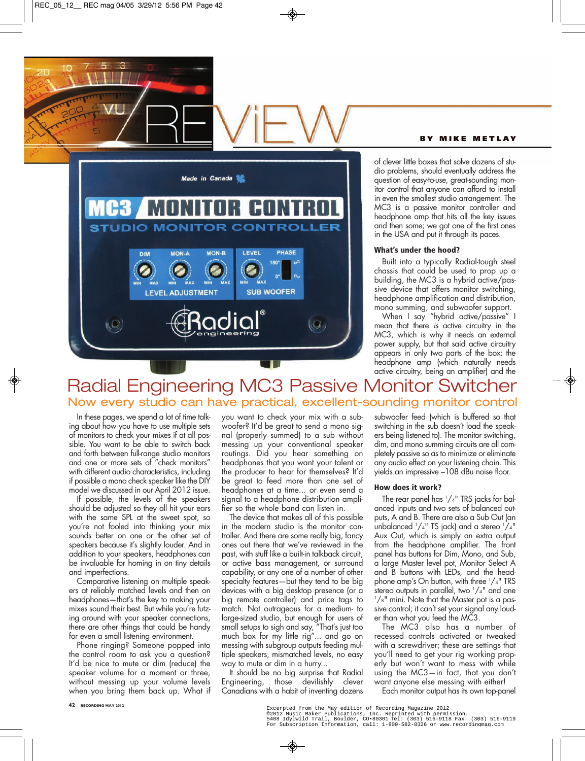# REVIEW

**BY MIKE METLAY**

# Radial Engineering MC3 Passive Monitor Switcher

## Now every studio can have practical, excellent-sounding monitor control

In these pages, we spend a lot of time talking about how you have to use multiple sets of monitors to check your mixes if at all possible. You want to be able to switch back and forth between full-range studio monitors and one or more sets of "check monitors" with different audio characteristics, including if possible a mono check speaker like the DIY model we discussed in our April 2012 issue.

If possible, the levels of the speakers should be adjusted so they all hit your ears with the same SPL at the sweet spot, so you're not fooled into thinking your mix sounds better on one or the other set of speakers because it's slightly louder. And in addition to your speakers, headphones can be invaluable for homing in on tiny details and imperfections.

Comparative listening on multiple speakers at reliably matched levels and then on headphones—that's the key to making your mixes sound their best. But while you're futzing around with your speaker connections, there are other things that could be handy for even a small listening environment.

Phone ringing? Someone popped into the control room to ask you a question? It'd be nice to mute or dim (reduce) the speaker volume for a moment or three, without messing up your volume levels when you bring them back up. What if you want to check your mix with a subwoofer? It'd be great to send a mono signal (properly summed) to a sub without messing up your conventional speaker routings. Did you hear something on headphones that you want your talent or the producer to hear for themselves? It'd be great to feed more than one set of headphones at a time... or even send a signal to a headphone distribution amplifier so the whole band can listen in.

The device that makes all of this possible in the modern studio is the monitor controller. And there are some really big, fancy ones out there that we've reviewed in the past, with stuff like a built-in talkback circuit, or active bass management, or surround capability, or any one of a number of other specialty features—but they tend to be big devices with a big desktop presence (or a big remote controller) and price tags to match. Not outrageous for a medium- to large-sized studio, but enough for users of small setups to sigh and say, "That's just too much box for my little rig"... and go on messing with subgroup outputs feeding multiple speakers, mismatched levels, no easy way to mute or dim in a hurry...

It should be no big surprise that Radial Engineering, those devilishly clever Canadians with a habit of inventing dozens of clever little boxes that solve dozens of studio problems, should eventually address the question of easy-to-use, great-sounding monitor control that anyone can afford to install in even the smallest studio arrangement. The MC3 is a passive monitor controller and headphone amp that hits all the key issues and then some; we got one of the first ones in the USA and put it through its paces.

### What's under the hood?

Built into a typically Radial-tough steel chassis that could be used to prop up a building, the MC3 is a hybrid active/passive device that offers monitor switching, headphone amplification and distribution, mono summing, and subwoofer support.

When I say "hybrid active/passive" I mean that there *is* active circuitry in the MC3, which is why it needs an external power supply, but that said active circuitry appears in only two parts of the box: the headphone amp (which naturally needs active circuitry, being an amplifier) and the subwoofer feed (which is buffered so that switching in the sub doesn't load the speakers being listened to). The monitor switching, dim, and mono summing circuits are all completely passive so as to minimize or eliminate any audio effect on your listening chain. This yields an impressive –108 dBu noise floor.

### How does it work?

The rear panel has 1/4" TRS jacks for balanced inputs and two sets of balanced outputs, A and B. There are also a Sub Out (an unbalanced 1/4" TS jack) and a stereo 1/4" Aux Out, which is simply an extra output from the headphone amplifier. The front panel has buttons for Dim, Mono, and Sub, a large Master level pot, Monitor Select A and B buttons with LEDs, and the headphone amp's On button, with three 1/4" TRS stereo outputs in parallel, two 1/4" and one 1/8" mini. Note that the Master pot is a passive control; it can't set your signal any louder than what you feed the MC3.

The MC3 also has a number of recessed controls activated or tweaked with a screwdriver; these are settings that you'll need to get your rig working properly but won't want to mess with while using the MC3—in fact, that you don't want anyone else messing with either!

Each monitor output has its own top-panel

Excerpted from the May edition of Recording Magazine 2012
©2012 Music Maker Publications, Inc. Reprinted with permission.
5408 Idylwild Trail, Boulder, CO•80301 Tel: (303) 516-9118 Fax: (303) 516-9119
For Subscription Information, call: 1-800-582-8326 or www.recordingmag.com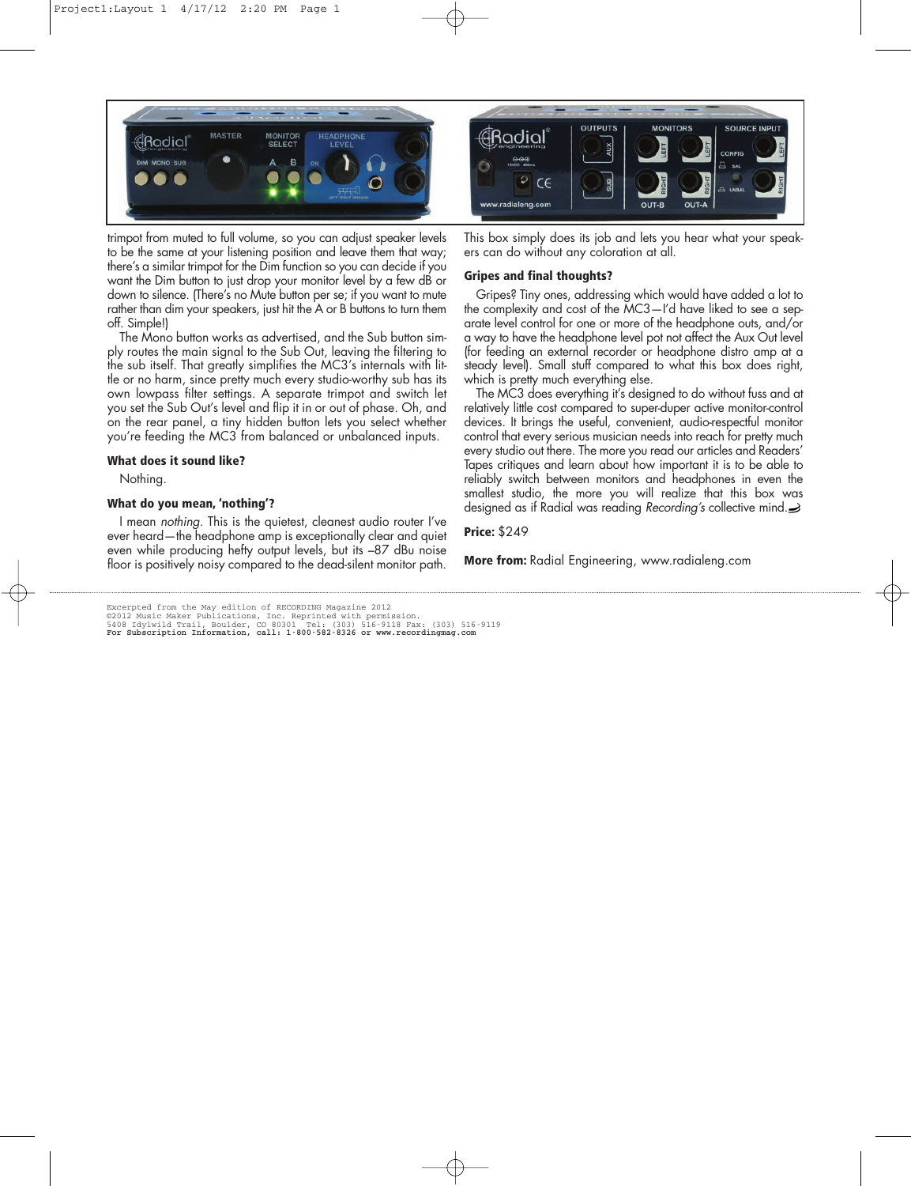trimpot from muted to full volume, so you can adjust speaker levels to be the same at your listening position and leave them that way; there's a similar trimpot for the Dim function so you can decide if you want the Dim button to just drop your monitor level by a few dB or down to silence. (There's no Mute button per se; if you want to mute rather than dim your speakers, just hit the A or B buttons to turn them off. Simple!)

The Mono button works as advertised, and the Sub button simply routes the main signal to the Sub Out, leaving the filtering to the sub itself. That greatly simplifies the MC3's internals with little or no harm, since pretty much every studio-worthy sub has its own lowpass filter settings. A separate trimpot and switch let you set the Sub Out's level and flip it in or out of phase. Oh, and on the rear panel, a tiny hidden button lets you select whether you're feeding the MC3 from balanced or unbalanced inputs.

**What does it sound like?**

Nothing.

**What do you mean, 'nothing'?**

I mean *nothing.* This is the quietest, cleanest audio router I've ever heard—the headphone amp is exceptionally clear and quiet even while producing hefty output levels, but its –87 dBu noise floor is positively noisy compared to the dead-silent monitor path. This box simply does its job and lets you hear what your speakers can do without any coloration at all.

**Gripes and final thoughts?**

Gripes? Tiny ones, addressing which would have added a lot to the complexity and cost of the MC3—I'd have liked to see a separate level control for one or more of the headphone outs, and/or a way to have the headphone level pot not affect the Aux Out level (for feeding an external recorder or headphone distro amp at a steady level). Small stuff compared to what this box does right, which is pretty much everything else.

The MC3 does everything it's designed to do without fuss and at relatively little cost compared to super-duper active monitor-control devices. It brings the useful, convenient, audio-respectful monitor control that every serious musician needs into reach for pretty much every studio out there. The more you read our articles and Readers' Tapes critiques and learn about how important it is to be able to reliably switch between monitors and headphones in even the smallest studio, the more you will realize that this box was designed as if Radial was reading *Recording's* collective mind.

**Price:** $249

**More from:** Radial Engineering, www.radialeng.com

Excerpted from the May edition of RECORDING Magazine 2012
©2012 Music Maker Publications, Inc. Reprinted with permission.
5408 Idylwild Trail, Boulder, CO 80301 Tel: (303) 516-9118 Fax: (303) 516-9119
For Subscription Information, call: 1-800-582-8326 or www.recordingmag.com